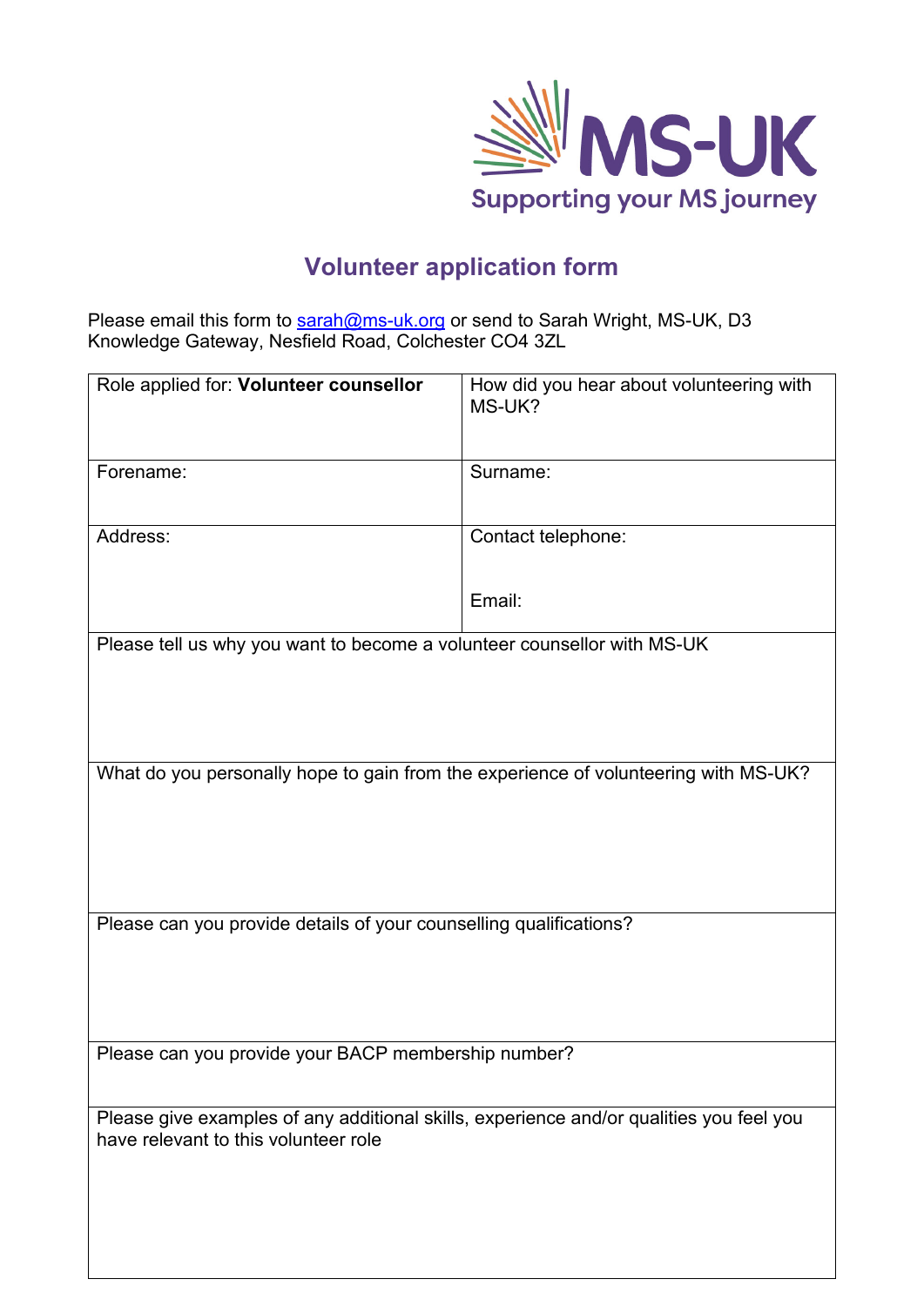MS-UK

Supporting your MS journey

# Volunteer application form

Please email this form to sarah@ms-uk.org or send to Sarah Wright, MS-UK, D3 Knowledge Gateway, Nesfield Road, Colchester CO4 3ZL

| Role applied for: **Volunteer counsellor** | How did you hear about volunteering with MS-UK? |
|---|---|
| Forename: | Surname: |
| Address: | Contact telephone:<br><br>Email: |
| Please tell us why you want to become a volunteer counsellor with MS-UK | |
| What do you personally hope to gain from the experience of volunteering with MS-UK? | |
| Please can you provide details of your counselling qualifications? | |
| Please can you provide your BACP membership number? | |
| Please give examples of any additional skills, experience and/or qualities you feel you have relevant to this volunteer role | |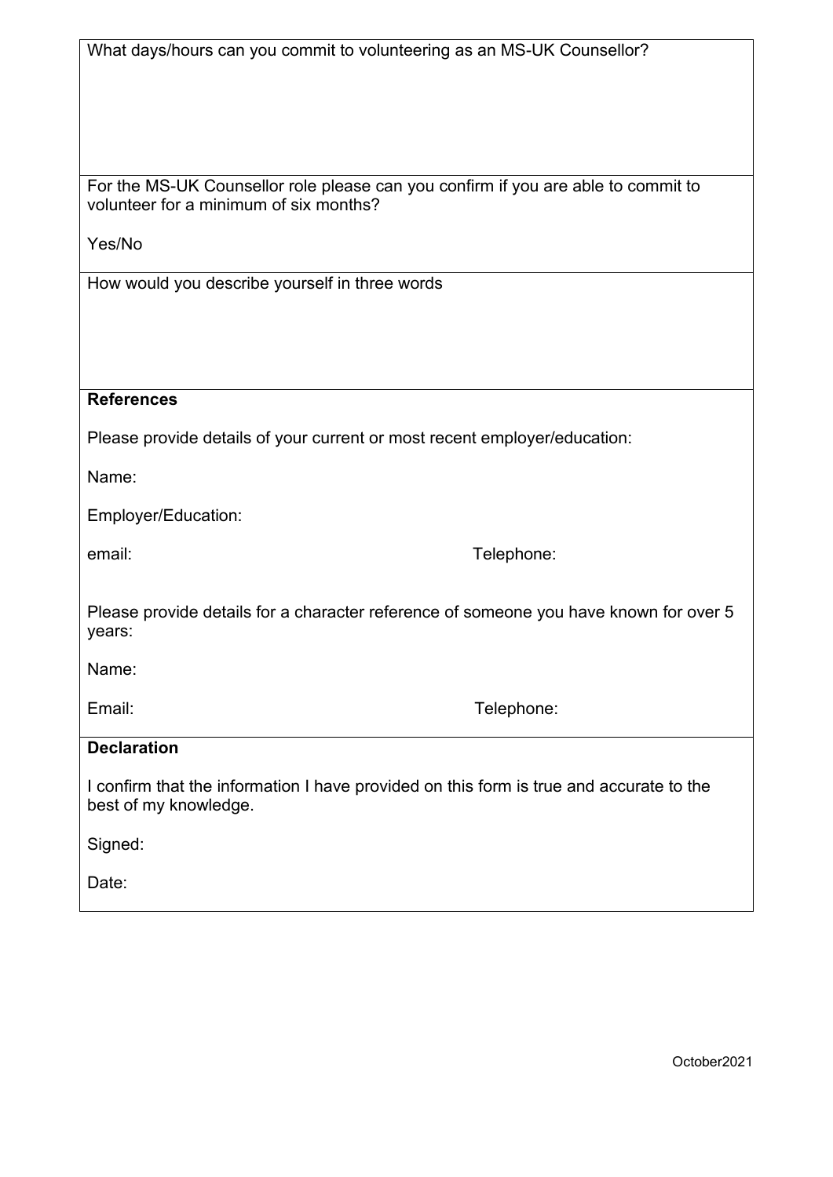What days/hours can you commit to volunteering as an MS-UK Counsellor?

For the MS-UK Counsellor role please can you confirm if you are able to commit to volunteer for a minimum of six months?

Yes/No

How would you describe yourself in three words

**References**

Please provide details of your current or most recent employer/education:

Name:

Employer/Education:

email: Telephone:

Please provide details for a character reference of someone you have known for over 5 years:

Name:

Email: Telephone:

**Declaration**

I confirm that the information I have provided on this form is true and accurate to the best of my knowledge.

Signed:

Date:

October2021